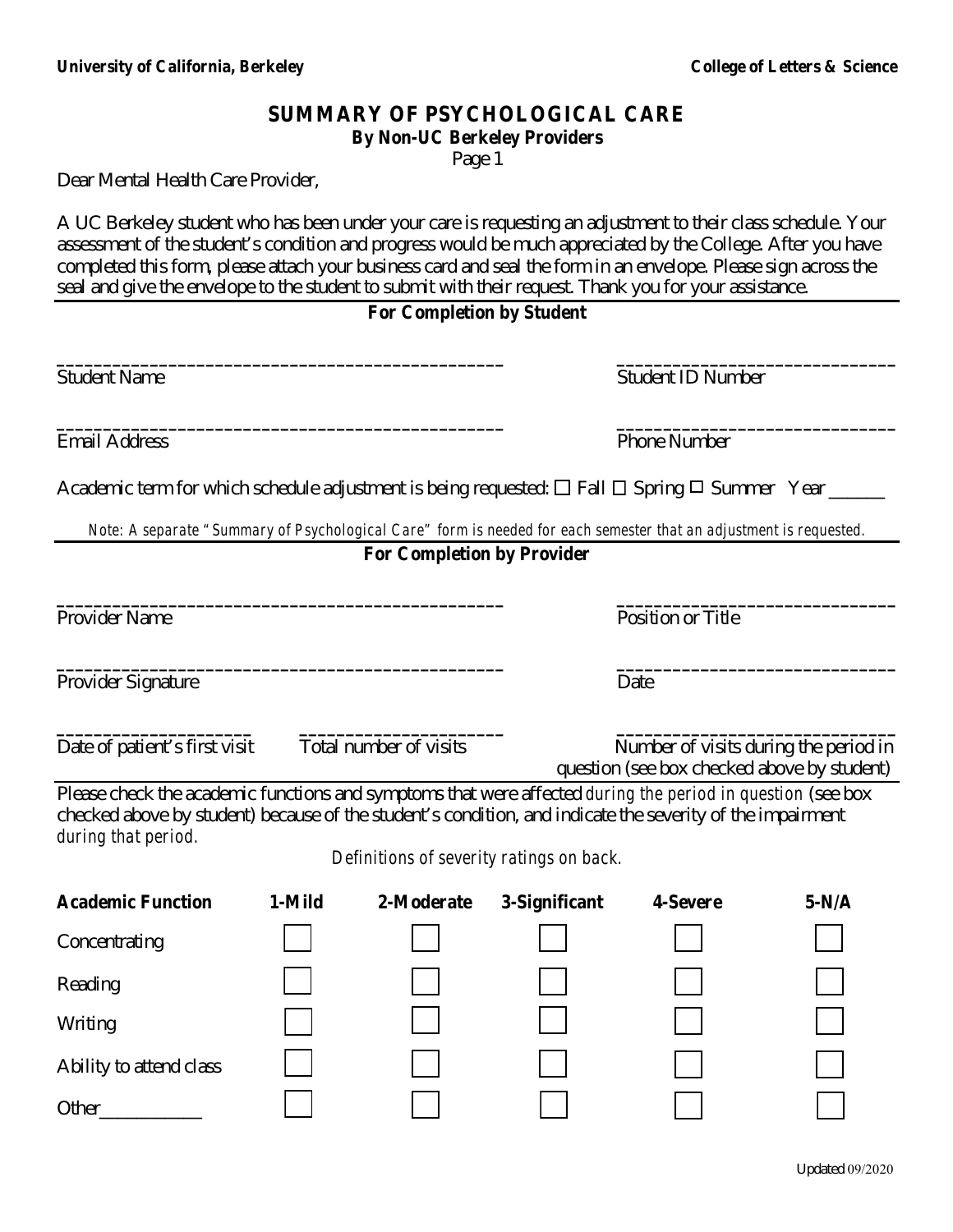**University of California, Berkeley** **College of Letters & Science**

# SUMMARY OF PSYCHOLOGICAL CARE

**By Non-UC Berkeley Providers**

Page 1

Dear Mental Health Care Provider,

A UC Berkeley student who has been under your care is requesting an adjustment to their class schedule. Your assessment of the student's condition and progress would be much appreciated by the College. After you have completed this form, please attach your business card and seal the form in an envelope. Please sign across the seal and give the envelope to the student to submit with their request. Thank you for your assistance.

## For Completion by Student

_______________________________________________ Student Name

_____________________________ Student ID Number

_______________________________________________ Email Address

_____________________________ Phone Number

Academic term for which schedule adjustment is being requested: ☐ Fall ☐ Spring ☐ Summer Year ______

*Note: A separate "Summary of Psychological Care" form is needed for each semester that an adjustment is requested.*

## For Completion by Provider

_______________________________________________ Provider Name

_____________________________ Position or Title

_______________________________________________ Provider Signature

_____________________________ Date

_____________________ Date of patient's first visit

_____________________ Total number of visits

_____________________________ Number of visits during the period in question (see box checked above by student)

Please check the academic functions and symptoms that were affected *during the period in question* (see box checked above by student) because of the student's condition, and indicate the severity of the impairment *during that period.*

*Definitions of severity ratings on back.*

| **Academic Function** | **1-Mild** | **2-Moderate** | **3-Significant** | **4-Severe** | **5-N/A** |
|---|---|---|---|---|---|
| Concentrating | ☐ | ☐ | ☐ | ☐ | ☐ |
| Reading | ☐ | ☐ | ☐ | ☐ | ☐ |
| Writing | ☐ | ☐ | ☐ | ☐ | ☐ |
| Ability to attend class | ☐ | ☐ | ☐ | ☐ | ☐ |
| Other___________ | ☐ | ☐ | ☐ | ☐ | ☐ |

Updated 09/2020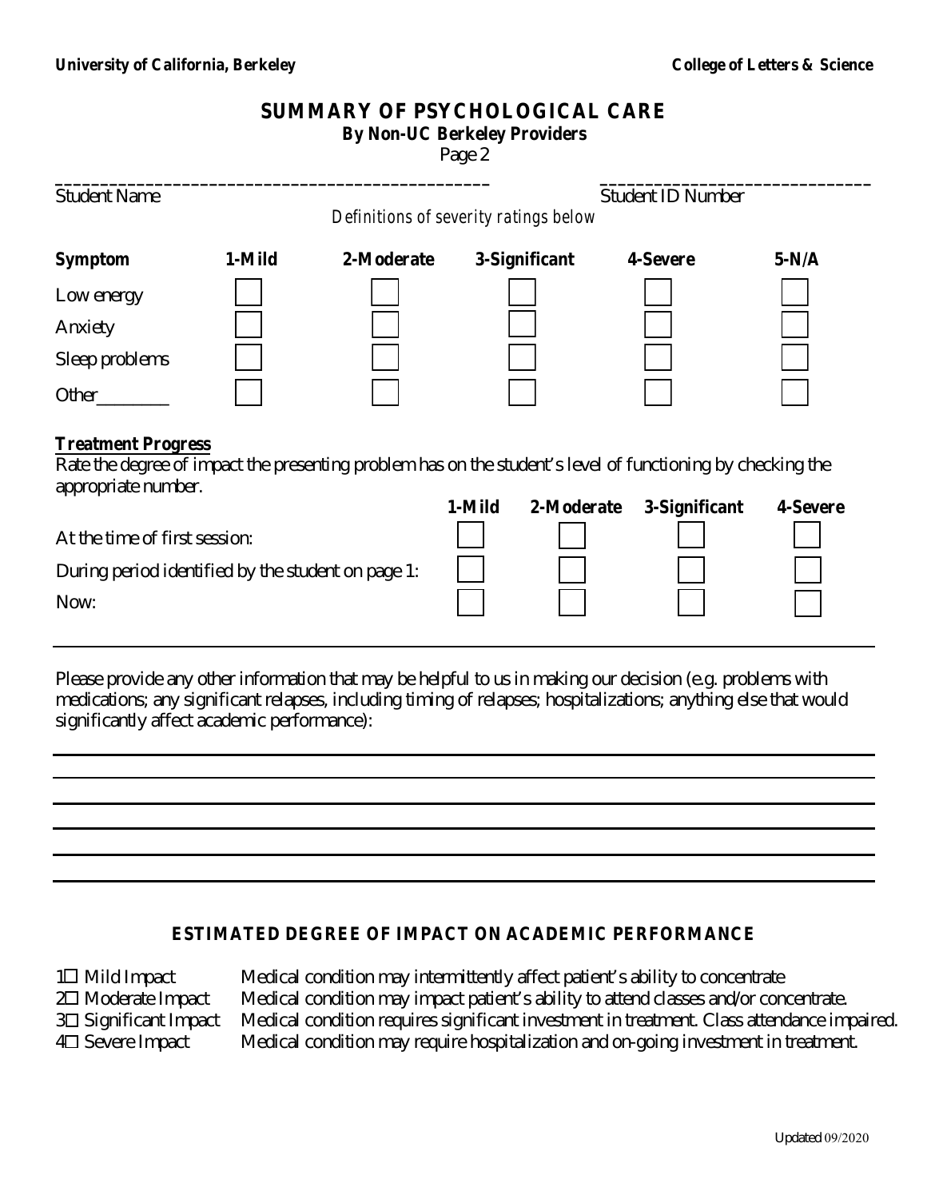University of California, Berkeley | College of Letters & Science

# SUMMARY OF PSYCHOLOGICAL CARE

**By Non-UC Berkeley Providers**

Page 2

_______________________________________________ Student Name

_____________________________ Student ID Number

*Definitions of severity ratings below*

| **Symptom** | **1-Mild** | **2-Moderate** | **3-Significant** | **4-Severe** | **5-N/A** |
|---|---|---|---|---|---|
| Low energy | ☐ | ☐ | ☐ | ☐ | ☐ |
| Anxiety | ☐ | ☐ | ☐ | ☐ | ☐ |
| Sleep problems | ☐ | ☐ | ☐ | ☐ | ☐ |
| Other________ | ☐ | ☐ | ☐ | ☐ | ☐ |

**Treatment Progress**

Rate the degree of impact the presenting problem has on the student's level of functioning by checking the appropriate number.

| | **1-Mild** | **2-Moderate** | **3-Significant** | **4-Severe** |
|---|---|---|---|---|
| At the time of first session: | ☐ | ☐ | ☐ | ☐ |
| During period identified by the student on page 1: | ☐ | ☐ | ☐ | ☐ |
| Now: | ☐ | ☐ | ☐ | ☐ |

---

Please provide any other information that may be helpful to us in making our decision (e.g. problems with medications; any significant relapses, including timing of relapses; hospitalizations; anything else that would significantly affect academic performance):

______________________________________________________________________________

______________________________________________________________________________

______________________________________________________________________________

______________________________________________________________________________

______________________________________________________________________________

______________________________________________________________________________

## ESTIMATED DEGREE OF IMPACT ON ACADEMIC PERFORMANCE

| | |
|---|---|
| 1☐ Mild Impact | Medical condition may intermittently affect patient's ability to concentrate |
| 2☐ Moderate Impact | Medical condition may impact patient's ability to attend classes and/or concentrate. |
| 3☐ Significant Impact | Medical condition requires significant investment in treatment. Class attendance impaired. |
| 4☐ Severe Impact | Medical condition may require hospitalization and on-going investment in treatment. |

Updated 09/2020